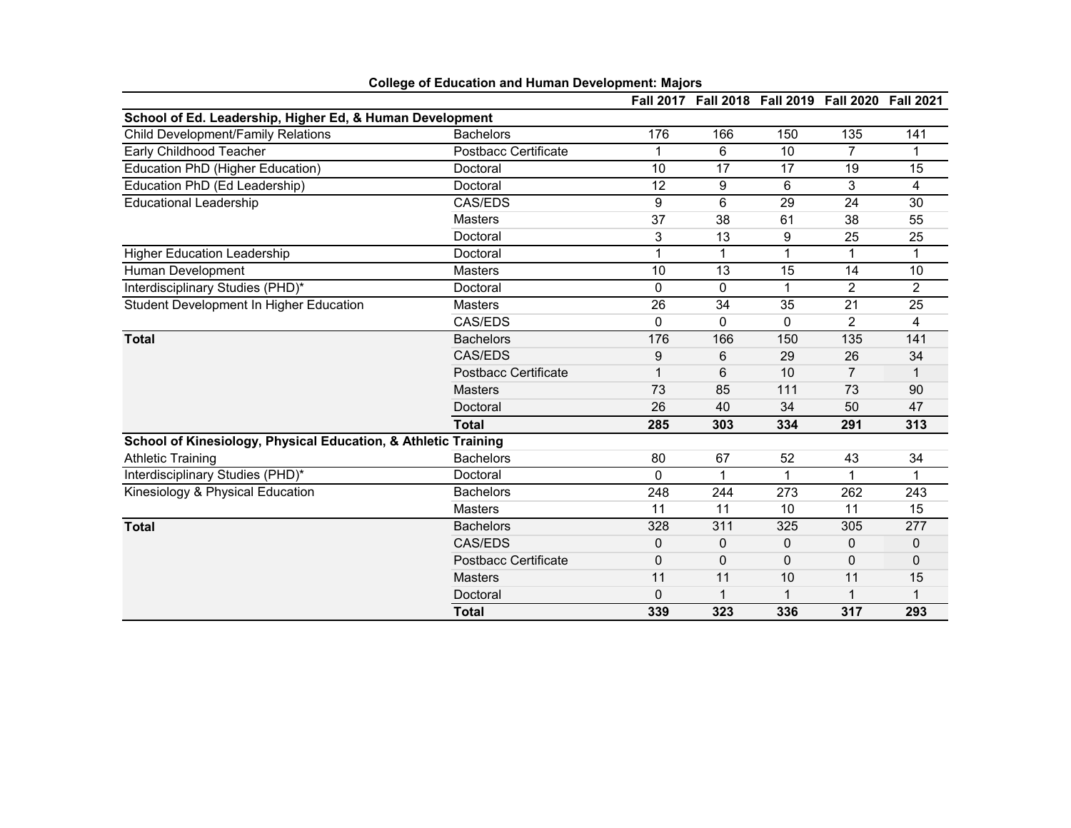**College of Education and Human Development: Majors**

| | | Fall 2017 | Fall 2018 | Fall 2019 | Fall 2020 | Fall 2021 |
|---|---|---|---|---|---|---|
| **School of Ed. Leadership, Higher Ed, & Human Development** | | | | | | |
| Child Development/Family Relations | Bachelors | 176 | 166 | 150 | 135 | 141 |
| Early Childhood Teacher | Postbacc Certificate | 1 | 6 | 10 | 7 | 1 |
| Education PhD (Higher Education) | Doctoral | 10 | 17 | 17 | 19 | 15 |
| Education PhD (Ed Leadership) | Doctoral | 12 | 9 | 6 | 3 | 4 |
| Educational Leadership | CAS/EDS | 9 | 6 | 29 | 24 | 30 |
| | Masters | 37 | 38 | 61 | 38 | 55 |
| | Doctoral | 3 | 13 | 9 | 25 | 25 |
| Higher Education Leadership | Doctoral | 1 | 1 | 1 | 1 | 1 |
| Human Development | Masters | 10 | 13 | 15 | 14 | 10 |
| Interdisciplinary Studies (PHD)* | Doctoral | 0 | 0 | 1 | 2 | 2 |
| Student Development In Higher Education | Masters | 26 | 34 | 35 | 21 | 25 |
| | CAS/EDS | 0 | 0 | 0 | 2 | 4 |
| **Total** | Bachelors | 176 | 166 | 150 | 135 | 141 |
| | CAS/EDS | 9 | 6 | 29 | 26 | 34 |
| | Postbacc Certificate | 1 | 6 | 10 | 7 | 1 |
| | Masters | 73 | 85 | 111 | 73 | 90 |
| | Doctoral | 26 | 40 | 34 | 50 | 47 |
| | **Total** | **285** | **303** | **334** | **291** | **313** |
| **School of Kinesiology, Physical Education, & Athletic Training** | | | | | | |
| Athletic Training | Bachelors | 80 | 67 | 52 | 43 | 34 |
| Interdisciplinary Studies (PHD)* | Doctoral | 0 | 1 | 1 | 1 | 1 |
| Kinesiology & Physical Education | Bachelors | 248 | 244 | 273 | 262 | 243 |
| | Masters | 11 | 11 | 10 | 11 | 15 |
| **Total** | Bachelors | 328 | 311 | 325 | 305 | 277 |
| | CAS/EDS | 0 | 0 | 0 | 0 | 0 |
| | Postbacc Certificate | 0 | 0 | 0 | 0 | 0 |
| | Masters | 11 | 11 | 10 | 11 | 15 |
| | Doctoral | 0 | 1 | 1 | 1 | 1 |
| | **Total** | **339** | **323** | **336** | **317** | **293** |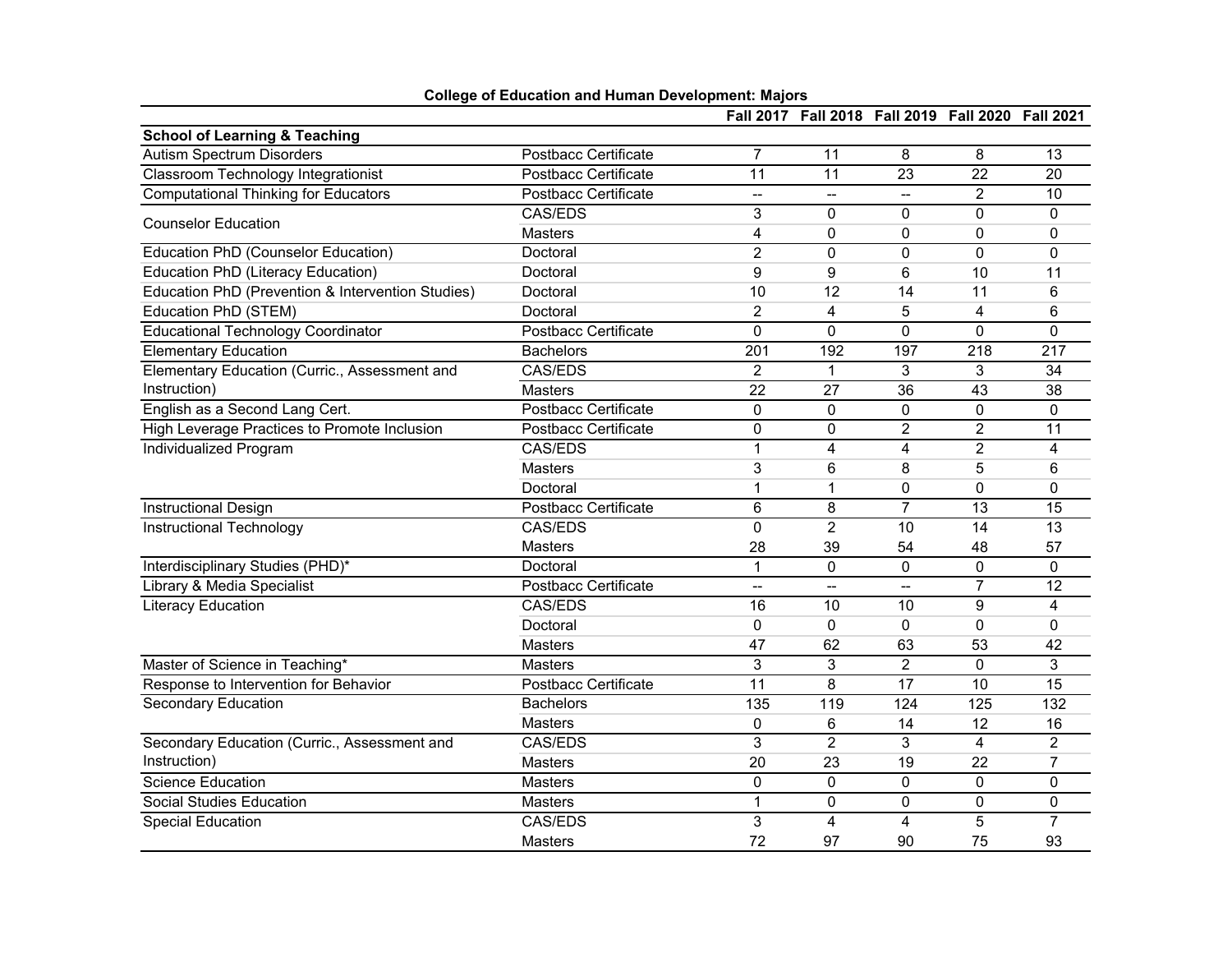**College of Education and Human Development: Majors**

| | | Fall 2017 | Fall 2018 | Fall 2019 | Fall 2020 | Fall 2021 |
|---|---|---|---|---|---|---|
| **School of Learning & Teaching** | | | | | | |
| Autism Spectrum Disorders | Postbacc Certificate | 7 | 11 | 8 | 8 | 13 |
| Classroom Technology Integrationist | Postbacc Certificate | 11 | 11 | 23 | 22 | 20 |
| Computational Thinking for Educators | Postbacc Certificate | -- | -- | -- | 2 | 10 |
| Counselor Education | CAS/EDS | 3 | 0 | 0 | 0 | 0 |
| | Masters | 4 | 0 | 0 | 0 | 0 |
| Education PhD (Counselor Education) | Doctoral | 2 | 0 | 0 | 0 | 0 |
| Education PhD (Literacy Education) | Doctoral | 9 | 9 | 6 | 10 | 11 |
| Education PhD (Prevention & Intervention Studies) | Doctoral | 10 | 12 | 14 | 11 | 6 |
| Education PhD (STEM) | Doctoral | 2 | 4 | 5 | 4 | 6 |
| Educational Technology Coordinator | Postbacc Certificate | 0 | 0 | 0 | 0 | 0 |
| Elementary Education | Bachelors | 201 | 192 | 197 | 218 | 217 |
| Elementary Education (Curric., Assessment and Instruction) | CAS/EDS | 2 | 1 | 3 | 3 | 34 |
| | Masters | 22 | 27 | 36 | 43 | 38 |
| English as a Second Lang Cert. | Postbacc Certificate | 0 | 0 | 0 | 0 | 0 |
| High Leverage Practices to Promote Inclusion | Postbacc Certificate | 0 | 0 | 2 | 2 | 11 |
| Individualized Program | CAS/EDS | 1 | 4 | 4 | 2 | 4 |
| | Masters | 3 | 6 | 8 | 5 | 6 |
| | Doctoral | 1 | 1 | 0 | 0 | 0 |
| Instructional Design | Postbacc Certificate | 6 | 8 | 7 | 13 | 15 |
| Instructional Technology | CAS/EDS | 0 | 2 | 10 | 14 | 13 |
| | Masters | 28 | 39 | 54 | 48 | 57 |
| Interdisciplinary Studies (PHD)* | Doctoral | 1 | 0 | 0 | 0 | 0 |
| Library & Media Specialist | Postbacc Certificate | -- | -- | -- | 7 | 12 |
| Literacy Education | CAS/EDS | 16 | 10 | 10 | 9 | 4 |
| | Doctoral | 0 | 0 | 0 | 0 | 0 |
| | Masters | 47 | 62 | 63 | 53 | 42 |
| Master of Science in Teaching* | Masters | 3 | 3 | 2 | 0 | 3 |
| Response to Intervention for Behavior | Postbacc Certificate | 11 | 8 | 17 | 10 | 15 |
| Secondary Education | Bachelors | 135 | 119 | 124 | 125 | 132 |
| | Masters | 0 | 6 | 14 | 12 | 16 |
| Secondary Education (Curric., Assessment and Instruction) | CAS/EDS | 3 | 2 | 3 | 4 | 2 |
| | Masters | 20 | 23 | 19 | 22 | 7 |
| Science Education | Masters | 0 | 0 | 0 | 0 | 0 |
| Social Studies Education | Masters | 1 | 0 | 0 | 0 | 0 |
| Special Education | CAS/EDS | 3 | 4 | 4 | 5 | 7 |
| | Masters | 72 | 97 | 90 | 75 | 93 |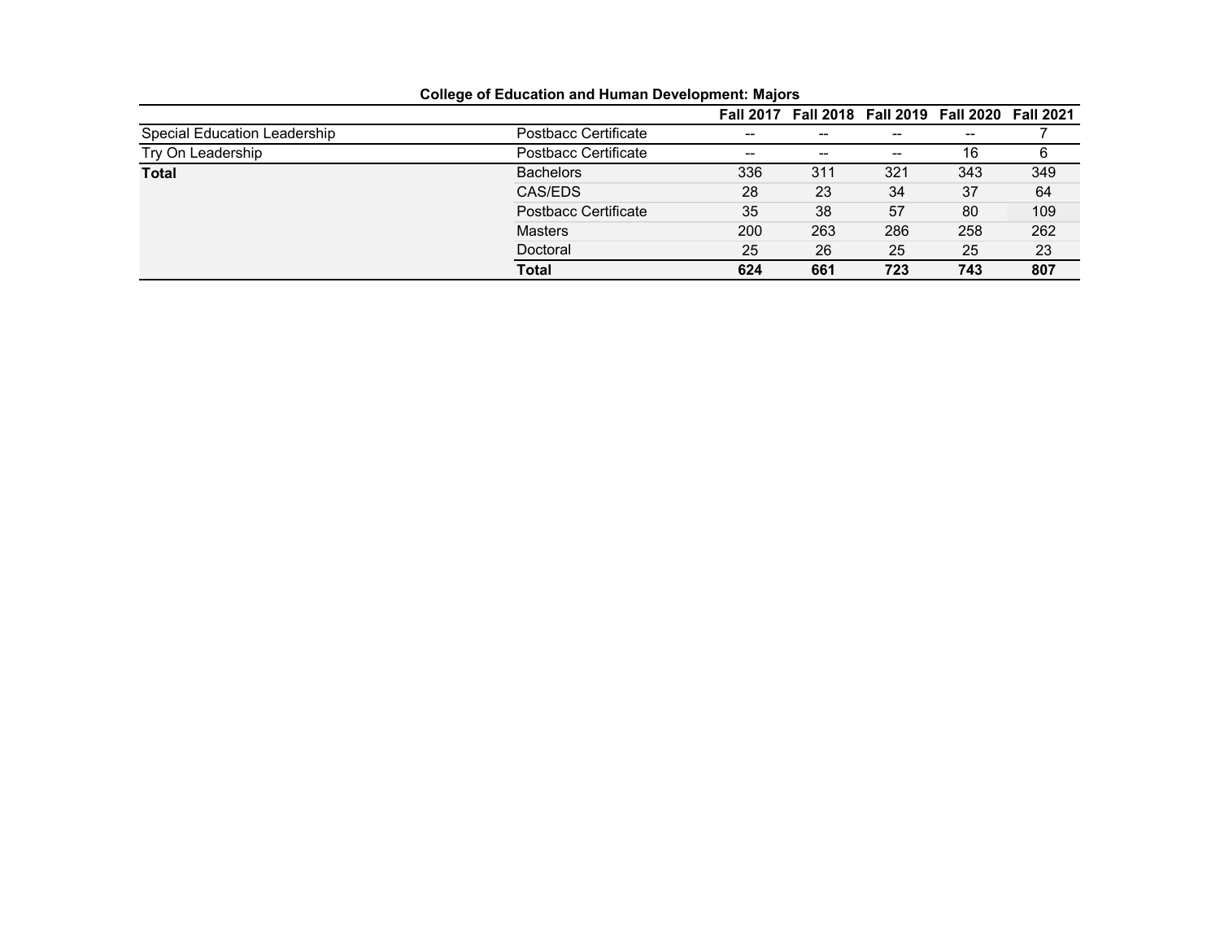**College of Education and Human Development: Majors**

| | | Fall 2017 | Fall 2018 | Fall 2019 | Fall 2020 | Fall 2021 |
|---|---|---|---|---|---|---|
| Special Education Leadership | Postbacc Certificate | -- | -- | -- | -- | 7 |
| Try On Leadership | Postbacc Certificate | -- | -- | -- | 16 | 6 |
| **Total** | Bachelors | 336 | 311 | 321 | 343 | 349 |
| | CAS/EDS | 28 | 23 | 34 | 37 | 64 |
| | Postbacc Certificate | 35 | 38 | 57 | 80 | 109 |
| | Masters | 200 | 263 | 286 | 258 | 262 |
| | Doctoral | 25 | 26 | 25 | 25 | 23 |
| | **Total** | **624** | **661** | **723** | **743** | **807** |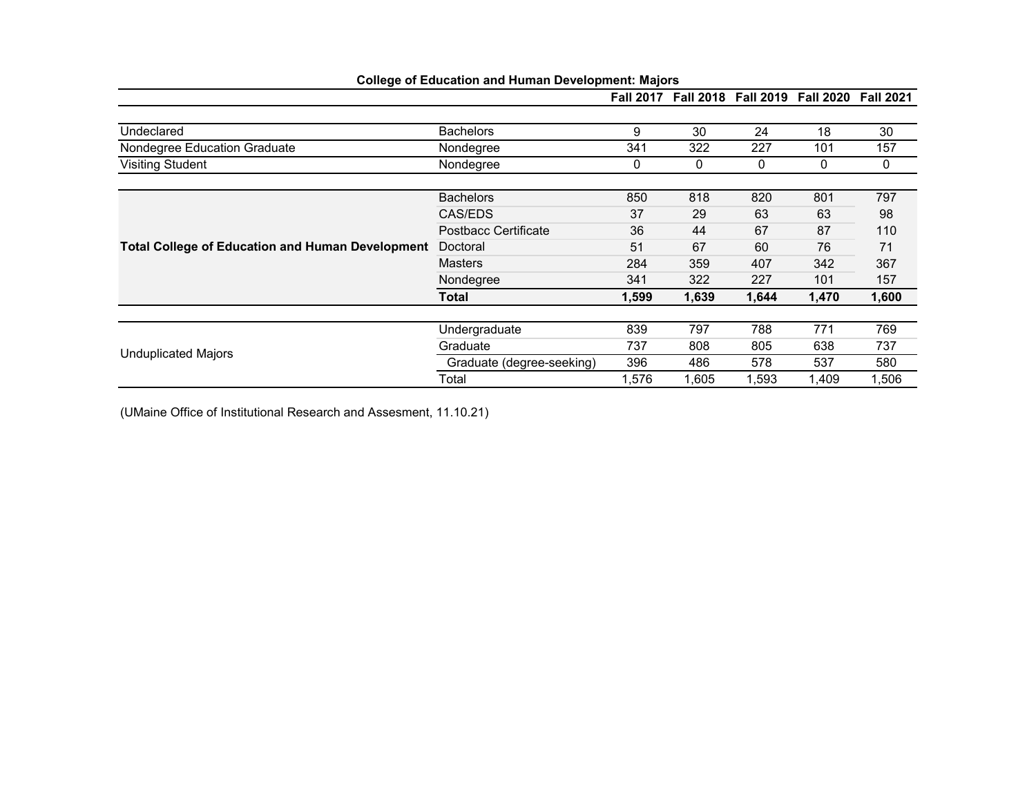**College of Education and Human Development: Majors**

| | | Fall 2017 | Fall 2018 | Fall 2019 | Fall 2020 | Fall 2021 |
|---|---|---|---|---|---|---|
| Undeclared | Bachelors | 9 | 30 | 24 | 18 | 30 |
| Nondegree Education Graduate | Nondegree | 341 | 322 | 227 | 101 | 157 |
| Visiting Student | Nondegree | 0 | 0 | 0 | 0 | 0 |
| **Total College of Education and Human Development** | Bachelors | 850 | 818 | 820 | 801 | 797 |
| | CAS/EDS | 37 | 29 | 63 | 63 | 98 |
| | Postbacc Certificate | 36 | 44 | 67 | 87 | 110 |
| | Doctoral | 51 | 67 | 60 | 76 | 71 |
| | Masters | 284 | 359 | 407 | 342 | 367 |
| | Nondegree | 341 | 322 | 227 | 101 | 157 |
| | **Total** | **1,599** | **1,639** | **1,644** | **1,470** | **1,600** |
| Unduplicated Majors | Undergraduate | 839 | 797 | 788 | 771 | 769 |
| | Graduate | 737 | 808 | 805 | 638 | 737 |
| | Graduate (degree-seeking) | 396 | 486 | 578 | 537 | 580 |
| | Total | 1,576 | 1,605 | 1,593 | 1,409 | 1,506 |

(UMaine Office of Institutional Research and Assesment, 11.10.21)